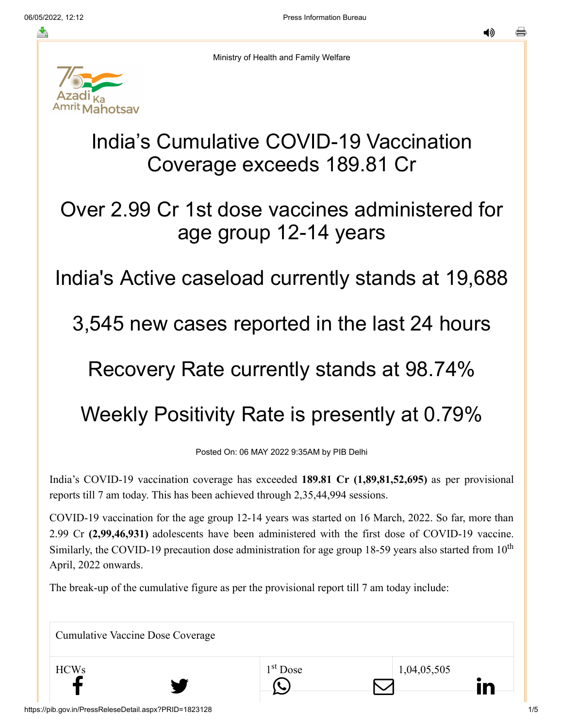Ministry of Health and Family Welfare

# India's Cumulative COVID-19 Vaccination Coverage exceeds 189.81 Cr

# Over 2.99 Cr 1st dose vaccines administered for age group 12-14 years

# India's Active caseload currently stands at 19,688

# 3,545 new cases reported in the last 24 hours

# Recovery Rate currently stands at 98.74%

# Weekly Positivity Rate is presently at 0.79%

Posted On: 06 MAY 2022 9:35AM by PIB Delhi

India's COVID-19 vaccination coverage has exceeded **189.81 Cr (1,89,81,52,695)** as per provisional reports till 7 am today. This has been achieved through 2,35,44,994 sessions.

COVID-19 vaccination for the age group 12-14 years was started on 16 March, 2022. So far, more than 2.99 Cr **(2,99,46,931)** adolescents have been administered with the first dose of COVID-19 vaccine. Similarly, the COVID-19 precaution dose administration for age group 18-59 years also started from 10th April, 2022 onwards.

The break-up of the cumulative figure as per the provisional report till 7 am today include:

| Cumulative Vaccine Dose Coverage | | |
|---|---|---|
| HCWs | 1st Dose | 1,04,05,505 |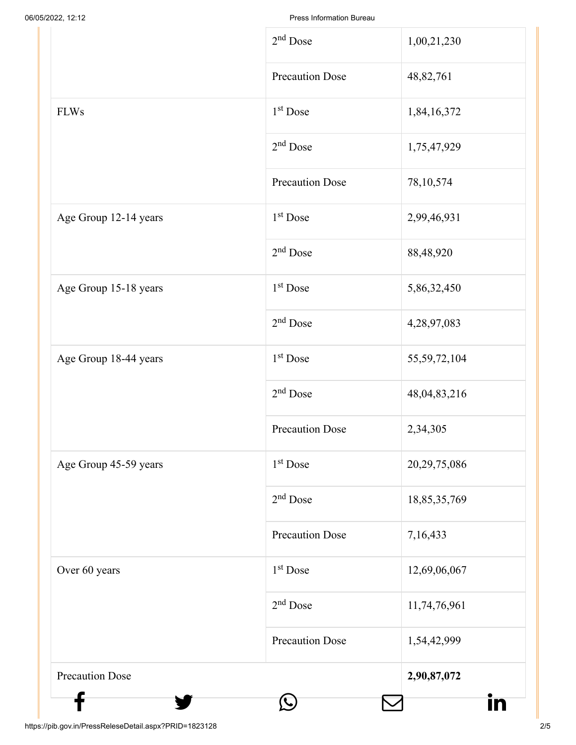| | | |
|---|---|---|
| | 2nd Dose | 1,00,21,230 |
| | Precaution Dose | 48,82,761 |
| FLWs | 1st Dose | 1,84,16,372 |
| | 2nd Dose | 1,75,47,929 |
| | Precaution Dose | 78,10,574 |
| Age Group 12-14 years | 1st Dose | 2,99,46,931 |
| | 2nd Dose | 88,48,920 |
| Age Group 15-18 years | 1st Dose | 5,86,32,450 |
| | 2nd Dose | 4,28,97,083 |
| Age Group 18-44 years | 1st Dose | 55,59,72,104 |
| | 2nd Dose | 48,04,83,216 |
| | Precaution Dose | 2,34,305 |
| Age Group 45-59 years | 1st Dose | 20,29,75,086 |
| | 2nd Dose | 18,85,35,769 |
| | Precaution Dose | 7,16,433 |
| Over 60 years | 1st Dose | 12,69,06,067 |
| | 2nd Dose | 11,74,76,961 |
| | Precaution Dose | 1,54,42,999 |
| Precaution Dose | | **2,90,87,072** |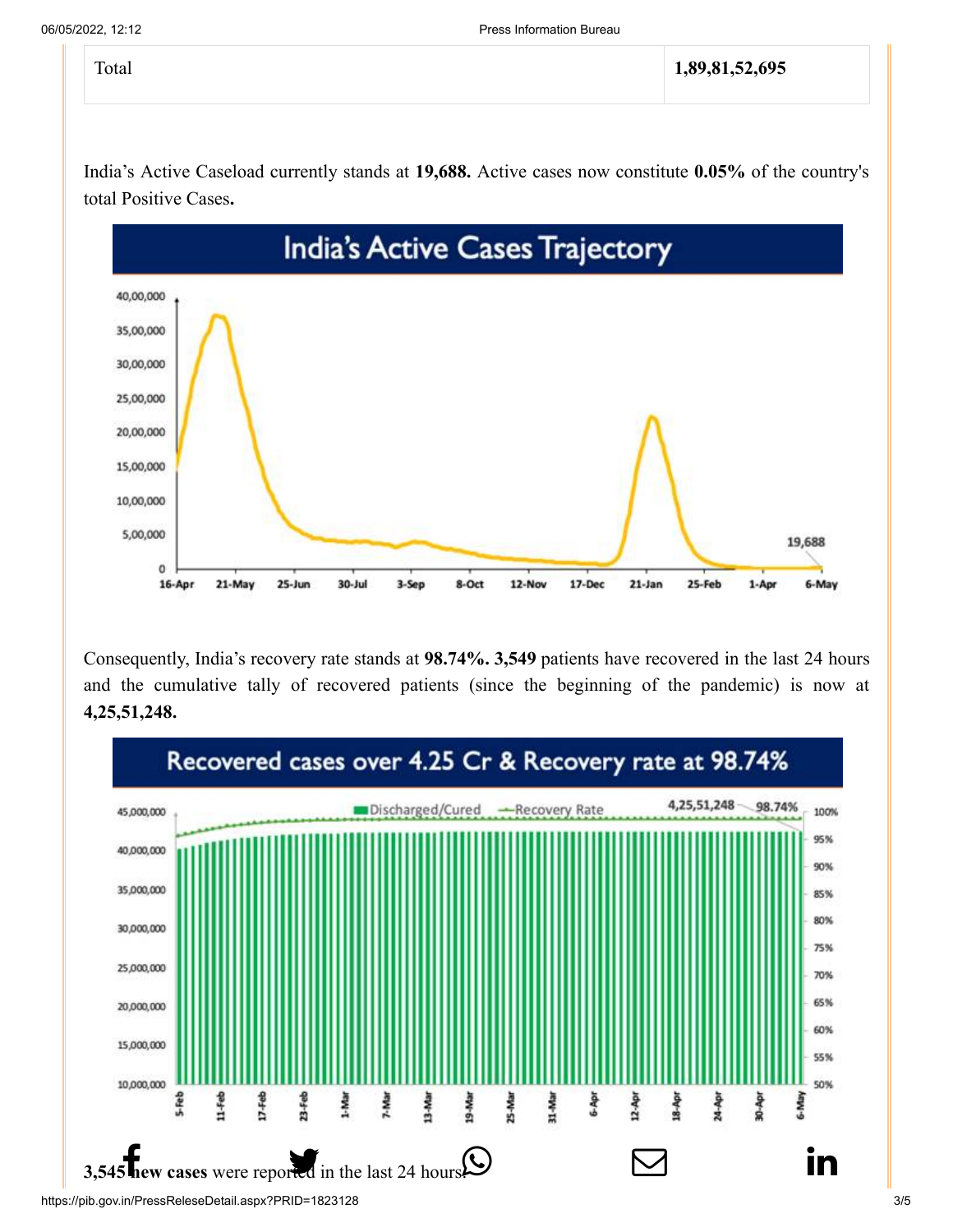| Total | **1,89,81,52,695** |
|---|---|

India's Active Caseload currently stands at **19,688.** Active cases now constitute **0.05%** of the country's total Positive Cases**.**

Consequently, India's recovery rate stands at **98.74%. 3,549** patients have recovered in the last 24 hours and the cumulative tally of recovered patients (since the beginning of the pandemic) is now at **4,25,51,248.**

**3,545 new cases** were reported in the last 24 hours.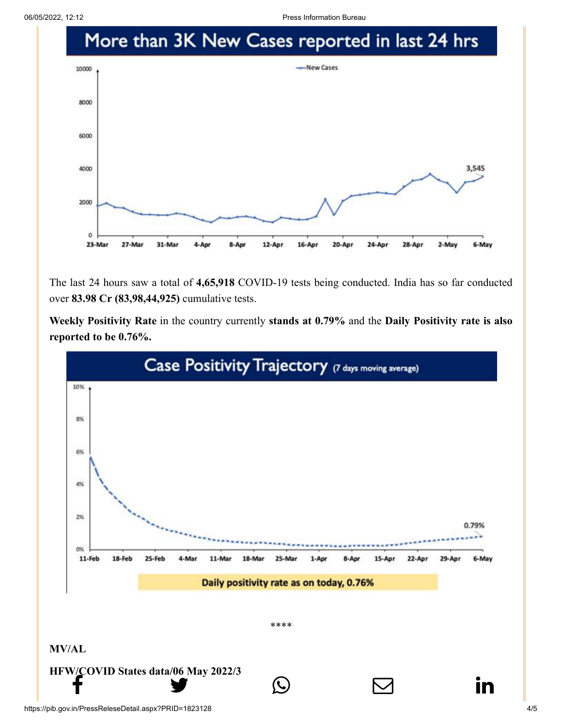More than 3K New Cases reported in last 24 hrs

The last 24 hours saw a total of **4,65,918** COVID-19 tests being conducted. India has so far conducted over **83.98 Cr (83,98,44,925)** cumulative tests.

**Weekly Positivity Rate** in the country currently **stands at 0.79%** and the **Daily Positivity rate is also reported to be 0.76%.**

Case Positivity Trajectory (7 days moving average)

Daily positivity rate as on today, 0.76%

\*\*\*\*

**MV/AL**

**HFW/COVID States data/06 May 2022/3**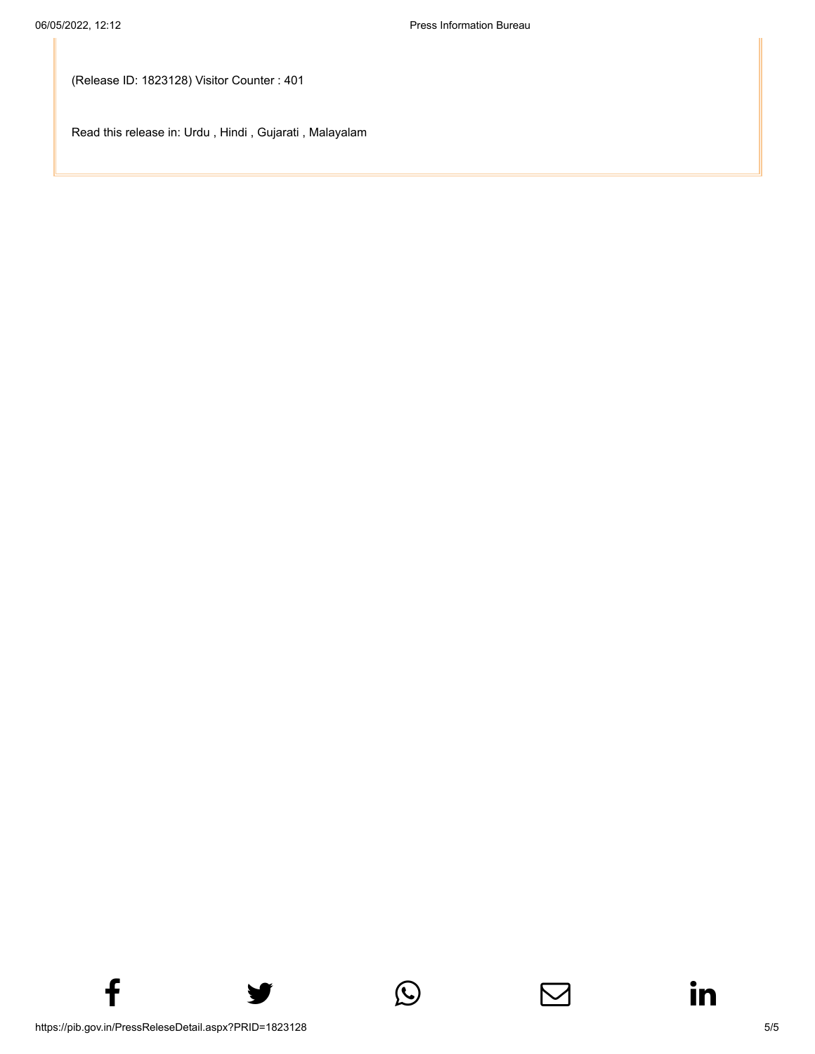(Release ID: 1823128) Visitor Counter : 401

Read this release in: Urdu , Hindi , Gujarati , Malayalam